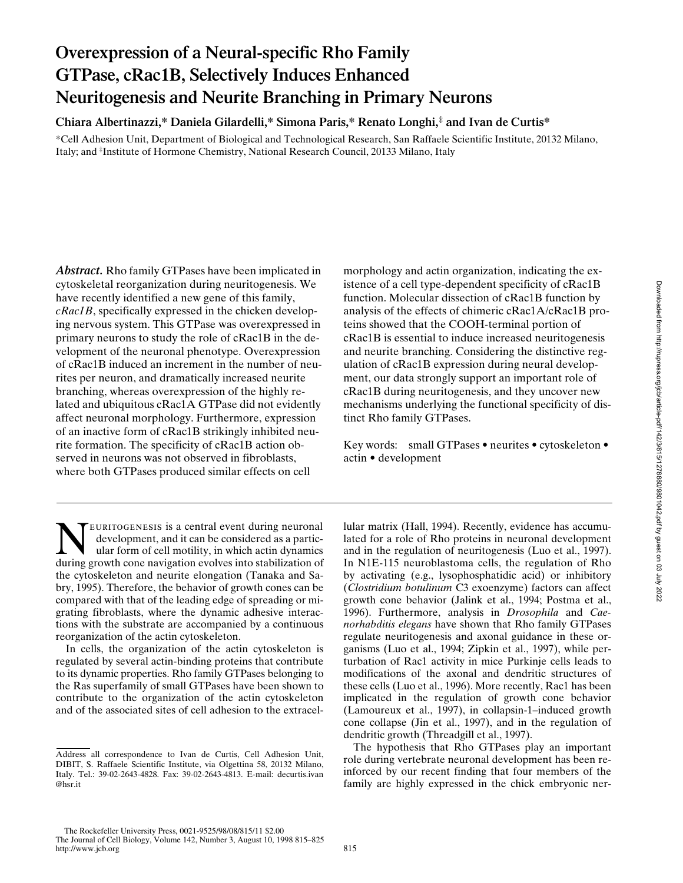# Overexpression of a Neural-specific Rho Family GTPase, cRac1B, Selectively Induces Enhanced Neuritogenesis and Neurite Branching in Primary Neurons

**Chiara Albertinazzi,* Daniela Gilardelli,* Simona Paris,* Renato Longhi,‡ and Ivan de Curtis***

*Cell Adhesion Unit, Department of Biological and Technological Research, San Raffaele Scientific Institute, 20132 Milano, Italy; and ‡Institute of Hormone Chemistry, National Research Council, 20133 Milano, Italy

***Abstract.*** Rho family GTPases have been implicated in cytoskeletal reorganization during neuritogenesis. We have recently identified a new gene of this family, *cRac1B*, specifically expressed in the chicken developing nervous system. This GTPase was overexpressed in primary neurons to study the role of cRac1B in the development of the neuronal phenotype. Overexpression of cRac1B induced an increment in the number of neurites per neuron, and dramatically increased neurite branching, whereas overexpression of the highly related and ubiquitous cRac1A GTPase did not evidently affect neuronal morphology. Furthermore, expression of an inactive form of cRac1B strikingly inhibited neurite formation. The specificity of cRac1B action observed in neurons was not observed in fibroblasts, where both GTPases produced similar effects on cell morphology and actin organization, indicating the existence of a cell type-dependent specificity of cRac1B function. Molecular dissection of cRac1B function by analysis of the effects of chimeric cRac1A/cRac1B proteins showed that the COOH-terminal portion of cRac1B is essential to induce increased neuritogenesis and neurite branching. Considering the distinctive regulation of cRac1B expression during neural development, our data strongly support an important role of cRac1B during neuritogenesis, and they uncover new mechanisms underlying the functional specificity of distinct Rho family GTPases.

Key words: small GTPases • neurites • cytoskeleton • actin • development

Neuritogenesis is a central event during neuronal development, and it can be considered as a particular form of cell motility, in which actin dynamics during growth cone navigation evolves into stabilization of the cytoskeleton and neurite elongation (Tanaka and Sabry, 1995). Therefore, the behavior of growth cones can be compared with that of the leading edge of spreading or migrating fibroblasts, where the dynamic adhesive interactions with the substrate are accompanied by a continuous reorganization of the actin cytoskeleton.

In cells, the organization of the actin cytoskeleton is regulated by several actin-binding proteins that contribute to its dynamic properties. Rho family GTPases belonging to the Ras superfamily of small GTPases have been shown to contribute to the organization of the actin cytoskeleton and of the associated sites of cell adhesion to the extracellular matrix (Hall, 1994). Recently, evidence has accumulated for a role of Rho proteins in neuronal development and in the regulation of neuritogenesis (Luo et al., 1997). In N1E-115 neuroblastoma cells, the regulation of Rho by activating (e.g., lysophosphatidic acid) or inhibitory (*Clostridium botulinum* C3 exoenzyme) factors can affect growth cone behavior (Jalink et al., 1994; Postma et al., 1996). Furthermore, analysis in *Drosophila* and *Caenorhabditis elegans* have shown that Rho family GTPases regulate neuritogenesis and axonal guidance in these organisms (Luo et al., 1994; Zipkin et al., 1997), while perturbation of Rac1 activity in mice Purkinje cells leads to modifications of the axonal and dendritic structures of these cells (Luo et al., 1996). More recently, Rac1 has been implicated in the regulation of growth cone behavior (Lamoureux et al., 1997), in collapsin-1–induced growth cone collapse (Jin et al., 1997), and in the regulation of dendritic growth (Threadgill et al., 1997).

The hypothesis that Rho GTPases play an important role during vertebrate neuronal development has been reinforced by our recent finding that four members of the family are highly expressed in the chick embryonic ner-

Address all correspondence to Ivan de Curtis, Cell Adhesion Unit, DIBIT, S. Raffaele Scientific Institute, via Olgettina 58, 20132 Milano, Italy. Tel.: 39-02-2643-4828. Fax: 39-02-2643-4813. E-mail: decurtis.ivan@hsr.it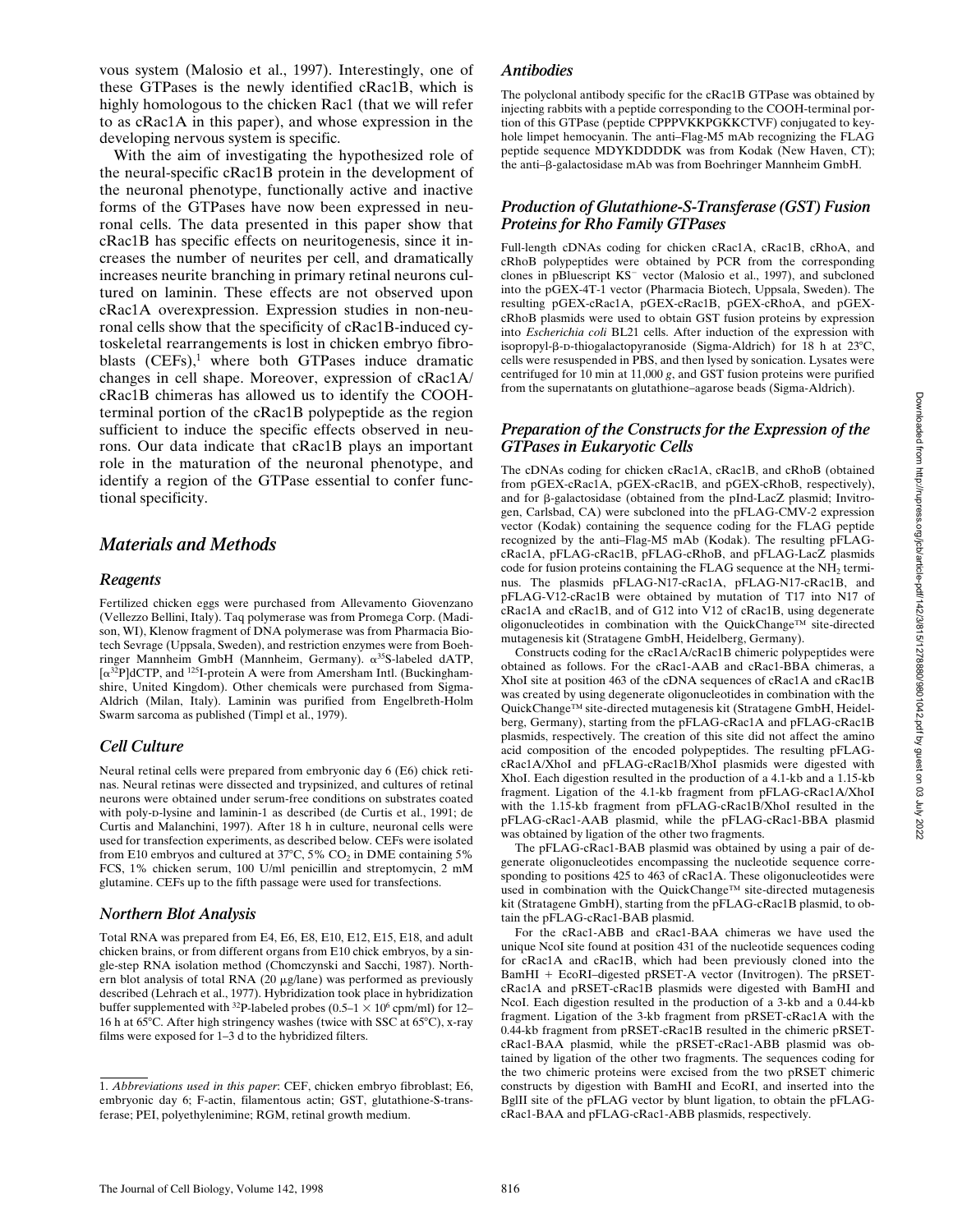vous system (Malosio et al., 1997). Interestingly, one of these GTPases is the newly identified cRac1B, which is highly homologous to the chicken Rac1 (that we will refer to as cRac1A in this paper), and whose expression in the developing nervous system is specific.

With the aim of investigating the hypothesized role of the neural-specific cRac1B protein in the development of the neuronal phenotype, functionally active and inactive forms of the GTPases have now been expressed in neuronal cells. The data presented in this paper show that cRac1B has specific effects on neuritogenesis, since it increases the number of neurites per cell, and dramatically increases neurite branching in primary retinal neurons cultured on laminin. These effects are not observed upon cRac1A overexpression. Expression studies in non-neuronal cells show that the specificity of cRac1B-induced cytoskeletal rearrangements is lost in chicken embryo fibroblasts (CEFs),[1] where both GTPases induce dramatic changes in cell shape. Moreover, expression of cRac1A/cRac1B chimeras has allowed us to identify the COOH-terminal portion of the cRac1B polypeptide as the region sufficient to induce the specific effects observed in neurons. Our data indicate that cRac1B plays an important role in the maturation of the neuronal phenotype, and identify a region of the GTPase essential to confer functional specificity.

# Materials and Methods

## Reagents

Fertilized chicken eggs were purchased from Allevamento Giovenzano (Vellezzo Bellini, Italy). Taq polymerase was from Promega Corp. (Madison, WI), Klenow fragment of DNA polymerase was from Pharmacia Biotech Sevrage (Uppsala, Sweden), and restriction enzymes were from Boehringer Mannheim GmbH (Mannheim, Germany). $\alpha^{35}$S-labeled dATP, [$\alpha^{32}$P]dCTP, and $^{125}$I-protein A were from Amersham Intl. (Buckinghamshire, United Kingdom). Other chemicals were purchased from Sigma-Aldrich (Milan, Italy). Laminin was purified from Engelbreth-Holm Swarm sarcoma as published (Timpl et al., 1979).

## Cell Culture

Neural retinal cells were prepared from embryonic day 6 (E6) chick retinas. Neural retinas were dissected and trypsinized, and cultures of retinal neurons were obtained under serum-free conditions on substrates coated with poly-D-lysine and laminin-1 as described (de Curtis et al., 1991; de Curtis and Malanchini, 1997). After 18 h in culture, neuronal cells were used for transfection experiments, as described below. CEFs were isolated from E10 embryos and cultured at 37°C, 5% $CO_2$ in DME containing 5% FCS, 1% chicken serum, 100 U/ml penicillin and streptomycin, 2 mM glutamine. CEFs up to the fifth passage were used for transfections.

## Northern Blot Analysis

Total RNA was prepared from E4, E6, E8, E10, E12, E15, E18, and adult chicken brains, or from different organs from E10 chick embryos, by a single-step RNA isolation method (Chomczynski and Sacchi, 1987). Northern blot analysis of total RNA (20 μg/lane) was performed as previously described (Lehrach et al., 1977). Hybridization took place in hybridization buffer supplemented with $^{32}$P-labeled probes (0.5–1 × $10^6$ cpm/ml) for 12–16 h at 65°C. After high stringency washes (twice with SSC at 65°C), x-ray films were exposed for 1–3 d to the hybridized filters.

## Antibodies

The polyclonal antibody specific for the cRac1B GTPase was obtained by injecting rabbits with a peptide corresponding to the COOH-terminal portion of this GTPase (peptide CPPPVKKPGKKCTVF) conjugated to keyhole limpet hemocyanin. The anti–Flag-M5 mAb recognizing the FLAG peptide sequence MDYKDDDDK was from Kodak (New Haven, CT); the anti–β-galactosidase mAb was from Boehringer Mannheim GmbH.

## Production of Glutathione-S-Transferase (GST) Fusion Proteins for Rho Family GTPases

Full-length cDNAs coding for chicken cRac1A, cRac1B, cRhoA, and cRhoB polypeptides were obtained by PCR from the corresponding clones in pBluescript KS⁻ vector (Malosio et al., 1997), and subcloned into the pGEX-4T-1 vector (Pharmacia Biotech, Uppsala, Sweden). The resulting pGEX-cRac1A, pGEX-cRac1B, pGEX-cRhoA, and pGEX-cRhoB plasmids were used to obtain GST fusion proteins by expression into *Escherichia coli* BL21 cells. After induction of the expression with isopropyl-β-D-thiogalactopyranoside (Sigma-Aldrich) for 18 h at 23°C, cells were resuspended in PBS, and then lysed by sonication. Lysates were centrifuged for 10 min at 11,000 *g*, and GST fusion proteins were purified from the supernatants on glutathione–agarose beads (Sigma-Aldrich).

## Preparation of the Constructs for the Expression of the GTPases in Eukaryotic Cells

The cDNAs coding for chicken cRac1A, cRac1B, and cRhoB (obtained from pGEX-cRac1A, pGEX-cRac1B, and pGEX-cRhoB, respectively), and for β-galactosidase (obtained from the pInd-LacZ plasmid; Invitrogen, Carlsbad, CA) were subcloned into the pFLAG-CMV-2 expression vector (Kodak) containing the sequence coding for the FLAG peptide recognized by the anti–Flag-M5 mAb (Kodak). The resulting pFLAG-cRac1A, pFLAG-cRac1B, pFLAG-cRhoB, and pFLAG-LacZ plasmids code for fusion proteins containing the FLAG sequence at the $NH_2$ terminus. The plasmids pFLAG-N17-cRac1A, pFLAG-N17-cRac1B, and pFLAG-V12-cRac1B were obtained by mutation of T17 into N17 of cRac1A and cRac1B, and of G12 into V12 of cRac1B, using degenerate oligonucleotides in combination with the QuickChange™ site-directed mutagenesis kit (Stratagene GmbH, Heidelberg, Germany).

Constructs coding for the cRac1A/cRac1B chimeric polypeptides were obtained as follows. For the cRac1-AAB and cRac1-BBA chimeras, a XhoI site at position 463 of the cDNA sequences of cRac1A and cRac1B was created by using degenerate oligonucleotides in combination with the QuickChange™ site-directed mutagenesis kit (Stratagene GmbH, Heidelberg, Germany), starting from the pFLAG-cRac1A and pFLAG-cRac1B plasmids, respectively. The creation of this site did not affect the amino acid composition of the encoded polypeptides. The resulting pFLAG-cRac1A/XhoI and pFLAG-cRac1B/XhoI plasmids were digested with XhoI. Each digestion resulted in the production of a 4.1-kb and a 1.15-kb fragment. Ligation of the 4.1-kb fragment from pFLAG-cRac1A/XhoI with the 1.15-kb fragment from pFLAG-cRac1B/XhoI resulted in the pFLAG-cRac1-AAB plasmid, while the pFLAG-cRac1-BBA plasmid was obtained by ligation of the other two fragments.

The pFLAG-cRac1-BAB plasmid was obtained by using a pair of degenerate oligonucleotides encompassing the nucleotide sequence corresponding to positions 425 to 463 of cRac1A. These oligonucleotides were used in combination with the QuickChange™ site-directed mutagenesis kit (Stratagene GmbH), starting from the pFLAG-cRac1B plasmid, to obtain the pFLAG-cRac1-BAB plasmid.

For the cRac1-ABB and cRac1-BAA chimeras we have used the unique NcoI site found at position 431 of the nucleotide sequences coding for cRac1A and cRac1B, which had been previously cloned into the BamHI + EcoRI–digested pRSET-A vector (Invitrogen). The pRSET-cRac1A and pRSET-cRac1B plasmids were digested with BamHI and NcoI. Each digestion resulted in the production of a 3-kb and a 0.44-kb fragment. Ligation of the 3-kb fragment from pRSET-cRac1A with the 0.44-kb fragment from pRSET-cRac1B resulted in the chimeric pRSET-cRac1-BAA plasmid, while the pRSET-cRac1-ABB plasmid was obtained by ligation of the other two fragments. The sequences coding for the two chimeric proteins were excised from the two pRSET chimeric constructs by digestion with BamHI and EcoRI, and inserted into the BglII site of the pFLAG vector by blunt ligation, to obtain the pFLAG-cRac1-BAA and pFLAG-cRac1-ABB plasmids, respectively.

1. *Abbreviations used in this paper*: CEF, chicken embryo fibroblast; E6, embryonic day 6; F-actin, filamentous actin; GST, glutathione-S-transferase; PEI, polyethylenimine; RGM, retinal growth medium.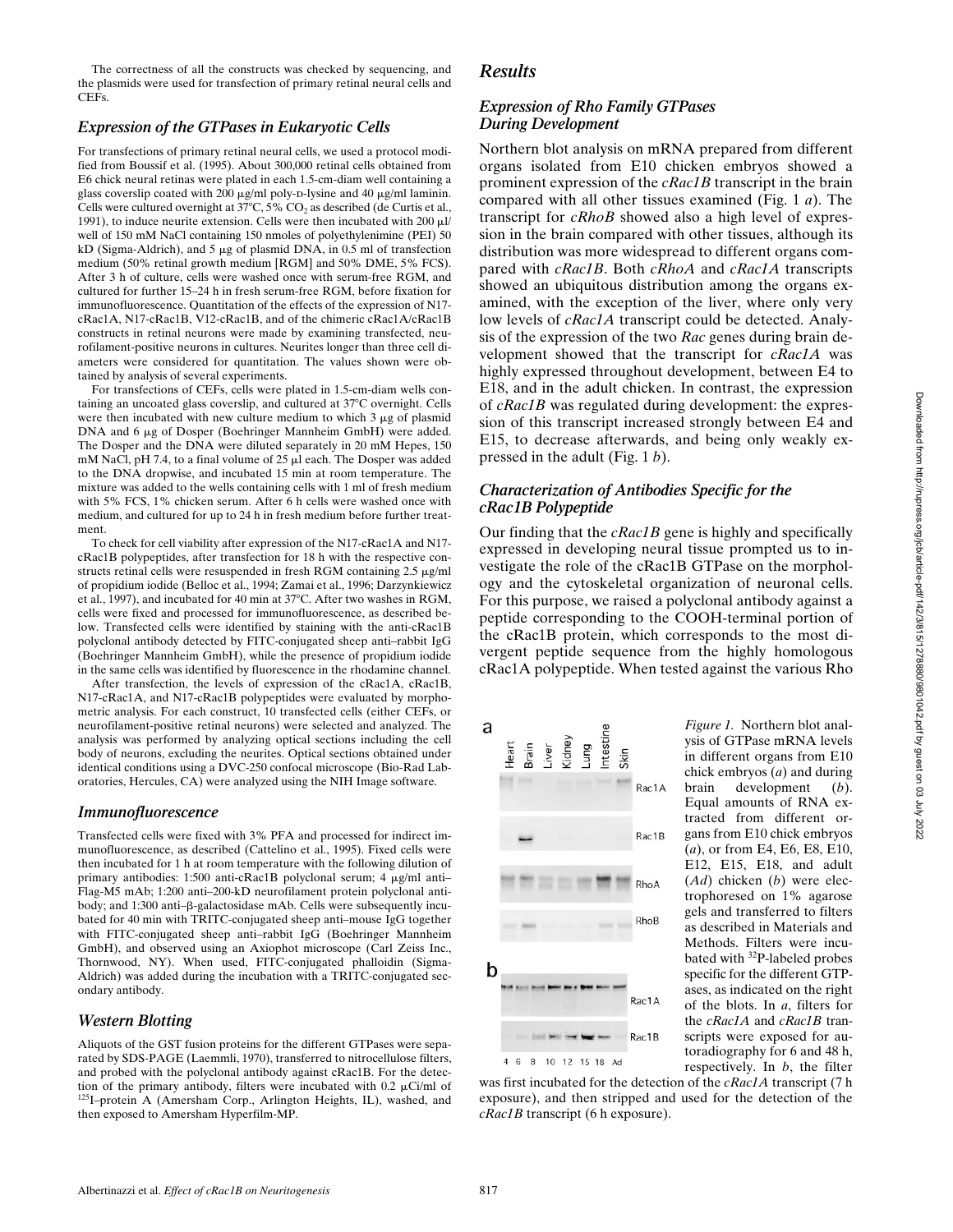The correctness of all the constructs was checked by sequencing, and the plasmids were used for transfection of primary retinal neural cells and CEFs.

### Expression of the GTPases in Eukaryotic Cells

For transfections of primary retinal neural cells, we used a protocol modified from Boussif et al. (1995). About 300,000 retinal cells obtained from E6 chick neural retinas were plated in each 1.5-cm-diam well containing a glass coverslip coated with 200 μg/ml poly-D-lysine and 40 μg/ml laminin. Cells were cultured overnight at 37°C, 5% $CO_2$ as described (de Curtis et al., 1991), to induce neurite extension. Cells were then incubated with 200 μl/well of 150 mM NaCl containing 150 nmoles of polyethylenimine (PEI) 50 kD (Sigma-Aldrich), and 5 μg of plasmid DNA, in 0.5 ml of transfection medium (50% retinal growth medium [RGM] and 50% DME, 5% FCS). After 3 h of culture, cells were washed once with serum-free RGM, and cultured for further 15–24 h in fresh serum-free RGM, before fixation for immunofluorescence. Quantitation of the effects of the expression of N17-cRac1A, N17-cRac1B, V12-cRac1B, and of the chimeric cRac1A/cRac1B constructs in retinal neurons were made by examining transfected, neurofilament-positive neurons in cultures. Neurites longer than three cell diameters were considered for quantitation. The values shown were obtained by analysis of several experiments.

For transfections of CEFs, cells were plated in 1.5-cm-diam wells containing an uncoated glass coverslip, and cultured at 37°C overnight. Cells were then incubated with new culture medium to which 3 μg of plasmid DNA and 6 μg of Dosper (Boehringer Mannheim GmbH) were added. The Dosper and the DNA were diluted separately in 20 mM Hepes, 150 mM NaCl, pH 7.4, to a final volume of 25 μl each. The Dosper was added to the DNA dropwise, and incubated 15 min at room temperature. The mixture was added to the wells containing cells with 1 ml of fresh medium with 5% FCS, 1% chicken serum. After 6 h cells were washed once with medium, and cultured for up to 24 h in fresh medium before further treatment.

To check for cell viability after expression of the N17-cRac1A and N17-cRac1B polypeptides, after transfection for 18 h with the respective constructs retinal cells were resuspended in fresh RGM containing 2.5 μg/ml of propidium iodide (Belloc et al., 1994; Zamai et al., 1996; Darzynkiewicz et al., 1997), and incubated for 40 min at 37°C. After two washes in RGM, cells were fixed and processed for immunofluorescence, as described below. Transfected cells were identified by staining with the anti-cRac1B polyclonal antibody detected by FITC-conjugated sheep anti–rabbit IgG (Boehringer Mannheim GmbH), while the presence of propidium iodide in the same cells was identified by fluorescence in the rhodamine channel.

After transfection, the levels of expression of the cRac1A, cRac1B, N17-cRac1A, and N17-cRac1B polypeptides were evaluated by morphometric analysis. For each construct, 10 transfected cells (either CEFs, or neurofilament-positive retinal neurons) were selected and analyzed. The analysis was performed by analyzing optical sections including the cell body of neurons, excluding the neurites. Optical sections obtained under identical conditions using a DVC-250 confocal microscope (Bio-Rad Laboratories, Hercules, CA) were analyzed using the NIH Image software.

### Immunofluorescence

Transfected cells were fixed with 3% PFA and processed for indirect immunofluorescence, as described (Cattelino et al., 1995). Fixed cells were then incubated for 1 h at room temperature with the following dilution of primary antibodies: 1:500 anti-cRac1B polyclonal serum; 4 μg/ml anti–Flag-M5 mAb; 1:200 anti–200-kD neurofilament protein polyclonal antibody; and 1:300 anti–β-galactosidase mAb. Cells were subsequently incubated for 40 min with TRITC-conjugated sheep anti–mouse IgG together with FITC-conjugated sheep anti–rabbit IgG (Boehringer Mannheim GmbH), and observed using an Axiophot microscope (Carl Zeiss Inc., Thornwood, NY). When used, FITC-conjugated phalloidin (Sigma-Aldrich) was added during the incubation with a TRITC-conjugated secondary antibody.

### Western Blotting

Aliquots of the GST fusion proteins for the different GTPases were separated by SDS-PAGE (Laemmli, 1970), transferred to nitrocellulose filters, and probed with the polyclonal antibody against cRac1B. For the detection of the primary antibody, filters were incubated with 0.2 μCi/ml of $^{125}$I–protein A (Amersham Corp., Arlington Heights, IL), washed, and then exposed to Amersham Hyperfilm-MP.

## Results

### Expression of Rho Family GTPases During Development

Northern blot analysis on mRNA prepared from different organs isolated from E10 chicken embryos showed a prominent expression of the *cRac1B* transcript in the brain compared with all other tissues examined (Fig. 1 *a*). The transcript for *cRhoB* showed also a high level of expression in the brain compared with other tissues, although its distribution was more widespread to different organs compared with *cRac1B*. Both *cRhoA* and *cRac1A* transcripts showed an ubiquitous distribution among the organs examined, with the exception of the liver, where only very low levels of *cRac1A* transcript could be detected. Analysis of the expression of the two *Rac* genes during brain development showed that the transcript for *cRac1A* was highly expressed throughout development, between E4 to E18, and in the adult chicken. In contrast, the expression of *cRac1B* was regulated during development: the expression of this transcript increased strongly between E4 and E15, to decrease afterwards, and being only weakly expressed in the adult (Fig. 1 *b*).

### Characterization of Antibodies Specific for the cRac1B Polypeptide

Our finding that the *cRac1B* gene is highly and specifically expressed in developing neural tissue prompted us to investigate the role of the cRac1B GTPase on the morphology and the cytoskeletal organization of neuronal cells. For this purpose, we raised a polyclonal antibody against a peptide corresponding to the COOH-terminal portion of the cRac1B protein, which corresponds to the most divergent peptide sequence from the highly homologous cRac1A polypeptide. When tested against the various Rho

*Figure 1.* Northern blot analysis of GTPase mRNA levels in different organs from E10 chick embryos (*a*) and during brain development (*b*). Equal amounts of RNA extracted from different organs from E10 chick embryos (*a*), or from E4, E6, E8, E10, E12, E15, E18, and adult (*Ad*) chicken (*b*) were electrophoresed on 1% agarose gels and transferred to filters as described in Materials and Methods. Filters were incubated with $^{32}$P-labeled probes specific for the different GTPases, as indicated on the right of the blots. In *a*, filters for the *cRac1A* and *cRac1B* transcripts were exposed for autoradiography for 6 and 48 h, respectively. In *b*, the filter was first incubated for the detection of the *cRac1A* transcript (7 h exposure), and then stripped and used for the detection of the *cRac1B* transcript (6 h exposure).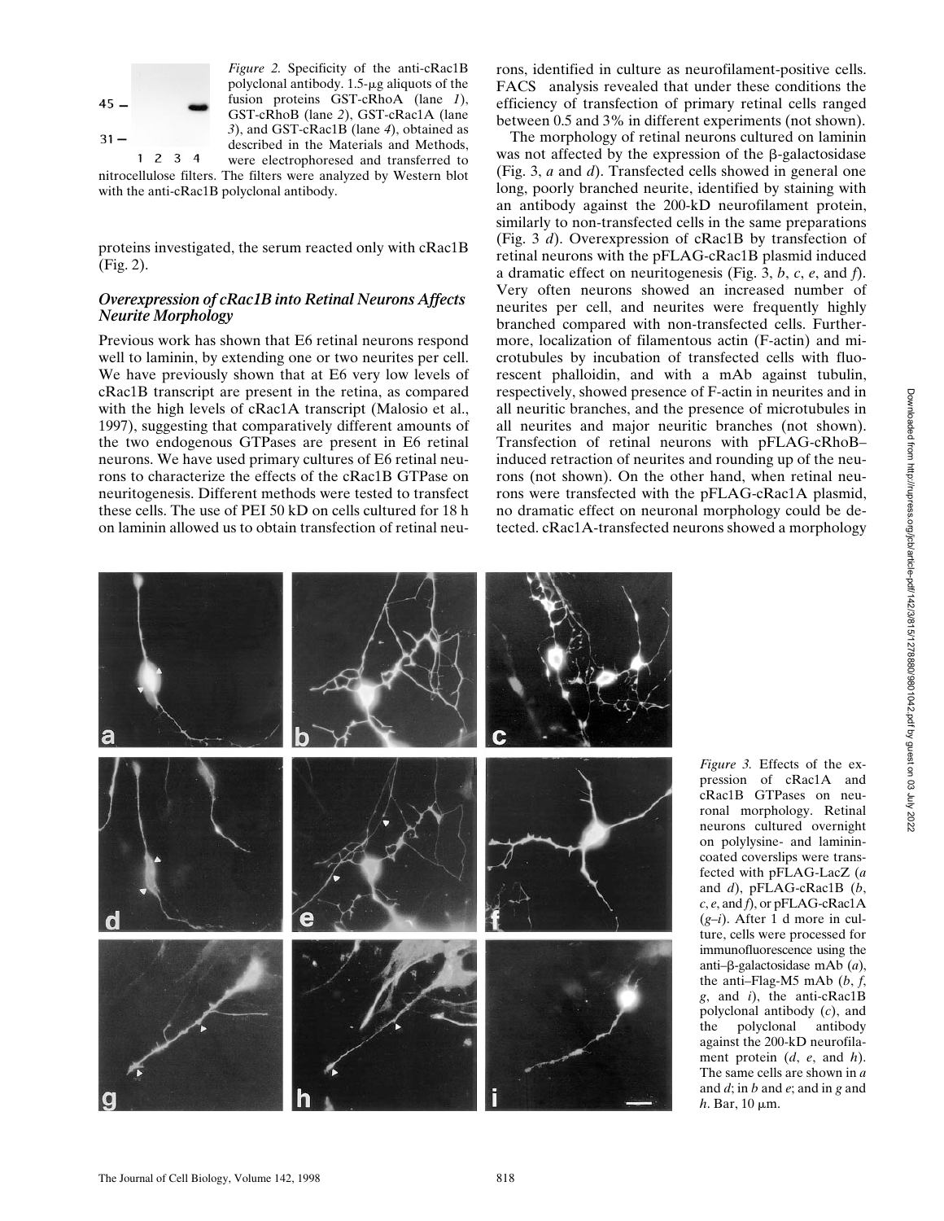*Figure 2.* Specificity of the anti-cRac1B polyclonal antibody. 1.5-μg aliquots of the fusion proteins GST-cRhoA (lane *1*), GST-cRhoB (lane *2*), GST-cRac1A (lane *3*), and GST-cRac1B (lane *4*), obtained as described in the Materials and Methods, were electrophoresed and transferred to nitrocellulose filters. The filters were analyzed by Western blot with the anti-cRac1B polyclonal antibody.

proteins investigated, the serum reacted only with cRac1B (Fig. 2).

### *Overexpression of cRac1B into Retinal Neurons Affects Neurite Morphology*

Previous work has shown that E6 retinal neurons respond well to laminin, by extending one or two neurites per cell. We have previously shown that at E6 very low levels of cRac1B transcript are present in the retina, as compared with the high levels of cRac1A transcript (Malosio et al., 1997), suggesting that comparatively different amounts of the two endogenous GTPases are present in E6 retinal neurons. We have used primary cultures of E6 retinal neurons to characterize the effects of the cRac1B GTPase on neuritogenesis. Different methods were tested to transfect these cells. The use of PEI 50 kD on cells cultured for 18 h on laminin allowed us to obtain transfection of retinal neurons, identified in culture as neurofilament-positive cells. FACS analysis revealed that under these conditions the efficiency of transfection of primary retinal cells ranged between 0.5 and 3% in different experiments (not shown).

The morphology of retinal neurons cultured on laminin was not affected by the expression of the β-galactosidase (Fig. 3, *a* and *d*). Transfected cells showed in general one long, poorly branched neurite, identified by staining with an antibody against the 200-kD neurofilament protein, similarly to non-transfected cells in the same preparations (Fig. 3 *d*). Overexpression of cRac1B by transfection of retinal neurons with the pFLAG-cRac1B plasmid induced a dramatic effect on neuritogenesis (Fig. 3, *b*, *c*, *e*, and *f*). Very often neurons showed an increased number of neurites per cell, and neurites were frequently highly branched compared with non-transfected cells. Furthermore, localization of filamentous actin (F-actin) and microtubules by incubation of transfected cells with fluorescent phalloidin, and with a mAb against tubulin, respectively, showed presence of F-actin in neurites and in all neuritic branches, and the presence of microtubules in all neurites and major neuritic branches (not shown). Transfection of retinal neurons with pFLAG-cRhoB–induced retraction of neurites and rounding up of the neurons (not shown). On the other hand, when retinal neurons were transfected with the pFLAG-cRac1A plasmid, no dramatic effect on neuronal morphology could be detected. cRac1A-transfected neurons showed a morphology

*Figure 3.* Effects of the expression of cRac1A and cRac1B GTPases on neuronal morphology. Retinal neurons cultured overnight on polylysine- and laminin-coated coverslips were transfected with pFLAG-LacZ (*a* and *d*), pFLAG-cRac1B (*b*, *c*, *e*, and *f*), or pFLAG-cRac1A (*g*–*i*). After 1 d more in culture, cells were processed for immunofluorescence using the anti–β-galactosidase mAb (*a*), the anti–Flag-M5 mAb (*b*, *f*, *g*, and *i*), the anti-cRac1B polyclonal antibody (*c*), and the polyclonal antibody against the 200-kD neurofilament protein (*d*, *e*, and *h*). The same cells are shown in *a* and *d*; in *b* and *e*; and in *g* and *h*. Bar, 10 μm.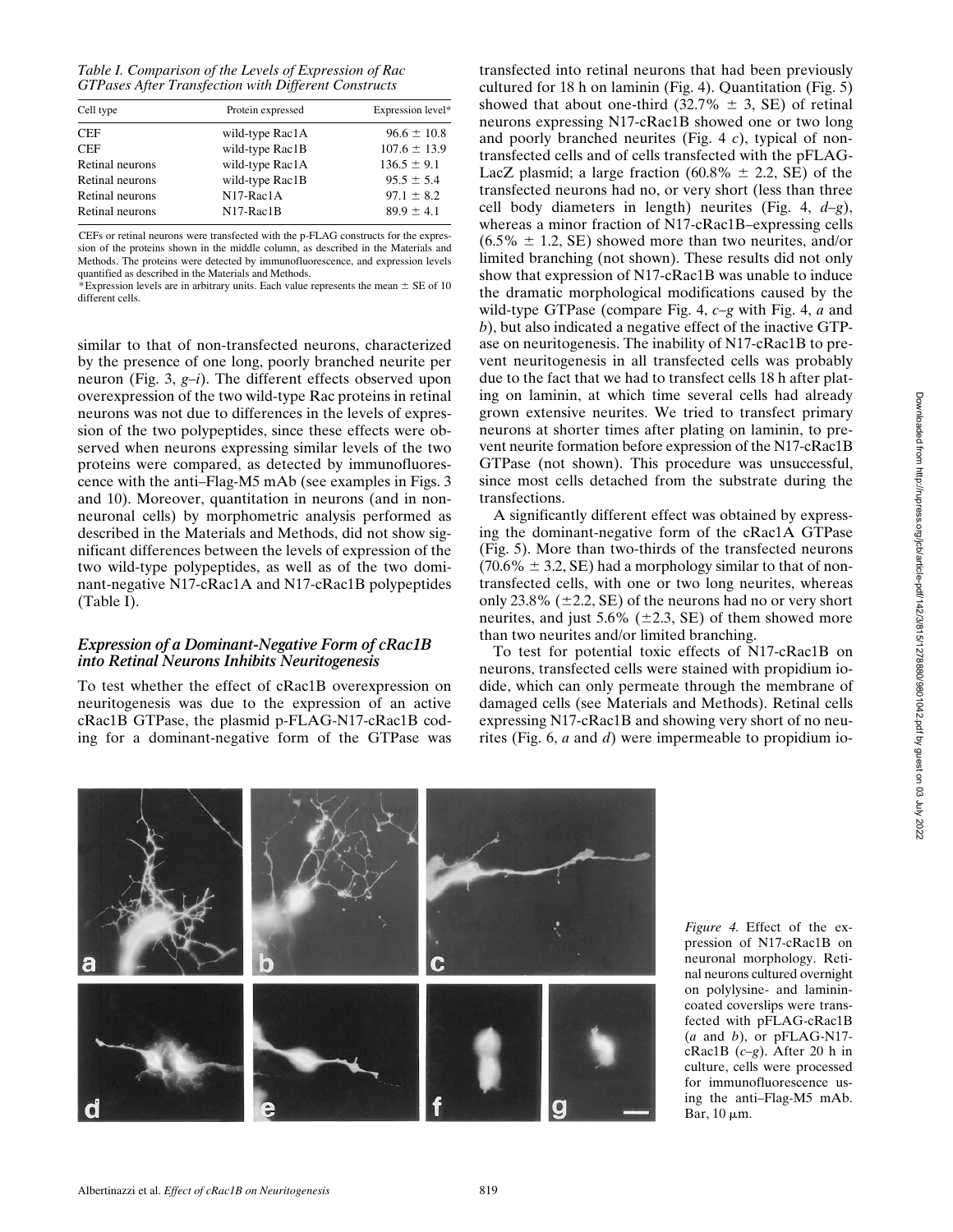*Table I. Comparison of the Levels of Expression of Rac GTPases After Transfection with Different Constructs*

| Cell type | Protein expressed | Expression level* |
|---|---|---|
| CEF | wild-type Rac1A | 96.6 ± 10.8 |
| CEF | wild-type Rac1B | 107.6 ± 13.9 |
| Retinal neurons | wild-type Rac1A | 136.5 ± 9.1 |
| Retinal neurons | wild-type Rac1B | 95.5 ± 5.4 |
| Retinal neurons | N17-Rac1A | 97.1 ± 8.2 |
| Retinal neurons | N17-Rac1B | 89.9 ± 4.1 |

CEFs or retinal neurons were transfected with the p-FLAG constructs for the expression of the proteins shown in the middle column, as described in the Materials and Methods. The proteins were detected by immunofluorescence, and expression levels quantified as described in the Materials and Methods.

*Expression levels are in arbitrary units. Each value represents the mean ± SE of 10 different cells.

similar to that of non-transfected neurons, characterized by the presence of one long, poorly branched neurite per neuron (Fig. 3, *g–i*). The different effects observed upon overexpression of the two wild-type Rac proteins in retinal neurons was not due to differences in the levels of expression of the two polypeptides, since these effects were observed when neurons expressing similar levels of the two proteins were compared, as detected by immunofluorescence with the anti–Flag-M5 mAb (see examples in Figs. 3 and 10). Moreover, quantitation in neurons (and in non-neuronal cells) by morphometric analysis performed as described in the Materials and Methods, did not show significant differences between the levels of expression of the two wild-type polypeptides, as well as of the two dominant-negative N17-cRac1A and N17-cRac1B polypeptides (Table I).

### *Expression of a Dominant-Negative Form of cRac1B into Retinal Neurons Inhibits Neuritogenesis*

To test whether the effect of cRac1B overexpression on neuritogenesis was due to the expression of an active cRac1B GTPase, the plasmid p-FLAG-N17-cRac1B coding for a dominant-negative form of the GTPase was transfected into retinal neurons that had been previously cultured for 18 h on laminin (Fig. 4). Quantitation (Fig. 5) showed that about one-third (32.7% ± 3, SE) of retinal neurons expressing N17-cRac1B showed one or two long and poorly branched neurites (Fig. 4 *c*), typical of non-transfected cells and of cells transfected with the pFLAG-LacZ plasmid; a large fraction (60.8% ± 2.2, SE) of the transfected neurons had no, or very short (less than three cell body diameters in length) neurites (Fig. 4, *d–g*), whereas a minor fraction of N17-cRac1B–expressing cells (6.5% ± 1.2, SE) showed more than two neurites, and/or limited branching (not shown). These results did not only show that expression of N17-cRac1B was unable to induce the dramatic morphological modifications caused by the wild-type GTPase (compare Fig. 4, *c–g* with Fig. 4, *a* and *b*), but also indicated a negative effect of the inactive GTPase on neuritogenesis. The inability of N17-cRac1B to prevent neuritogenesis in all transfected cells was probably due to the fact that we had to transfect cells 18 h after plating on laminin, at which time several cells had already grown extensive neurites. We tried to transfect primary neurons at shorter times after plating on laminin, to prevent neurite formation before expression of the N17-cRac1B GTPase (not shown). This procedure was unsuccessful, since most cells detached from the substrate during the transfections.

A significantly different effect was obtained by expressing the dominant-negative form of the cRac1A GTPase (Fig. 5). More than two-thirds of the transfected neurons (70.6% ± 3.2, SE) had a morphology similar to that of non-transfected cells, with one or two long neurites, whereas only 23.8% (±2.2, SE) of the neurons had no or very short neurites, and just 5.6% (±2.3, SE) of them showed more than two neurites and/or limited branching.

To test for potential toxic effects of N17-cRac1B on neurons, transfected cells were stained with propidium iodide, which can only permeate through the membrane of damaged cells (see Materials and Methods). Retinal cells expressing N17-cRac1B and showing very short of no neurites (Fig. 6, *a* and *d*) were impermeable to propidium io-

*Figure 4.* Effect of the expression of N17-cRac1B on neuronal morphology. Retinal neurons cultured overnight on polylysine- and laminin-coated coverslips were transfected with pFLAG-cRac1B (*a* and *b*), or pFLAG-N17-cRac1B (*c–g*). After 20 h in culture, cells were processed for immunofluorescence using the anti–Flag-M5 mAb. Bar, 10 μm.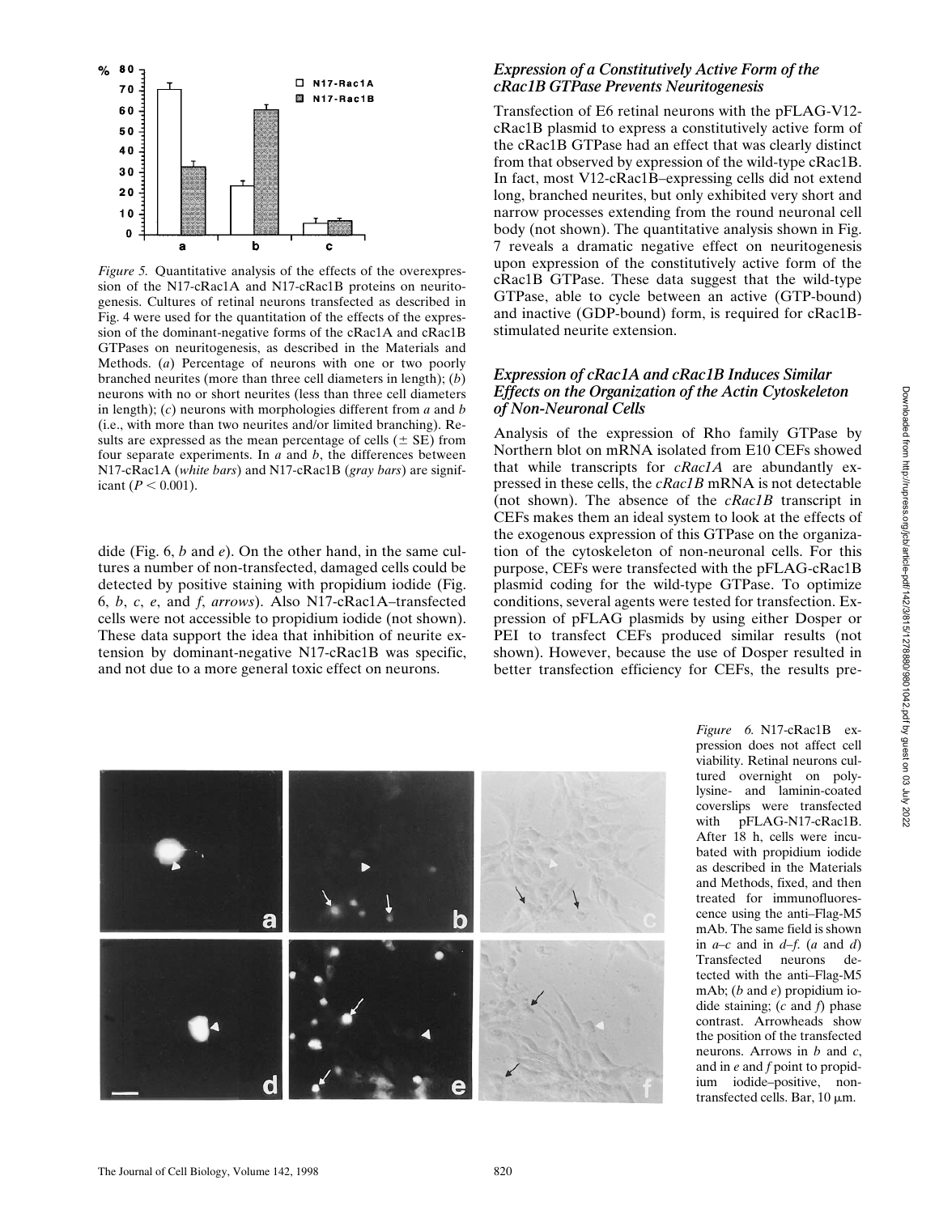*Figure 5.* Quantitative analysis of the effects of the overexpression of the N17-cRac1A and N17-cRac1B proteins on neuritogenesis. Cultures of retinal neurons transfected as described in Fig. 4 were used for the quantitation of the effects of the expression of the dominant-negative forms of the cRac1A and cRac1B GTPases on neuritogenesis, as described in the Materials and Methods. (*a*) Percentage of neurons with one or two poorly branched neurites (more than three cell diameters in length); (*b*) neurons with no or short neurites (less than three cell diameters in length); (*c*) neurons with morphologies different from *a* and *b* (i.e., with more than two neurites and/or limited branching). Results are expressed as the mean percentage of cells ($\pm$ SE) from four separate experiments. In *a* and *b*, the differences between N17-cRac1A (*white bars*) and N17-cRac1B (*gray bars*) are significant ($P < 0.001$).

dide (Fig. 6, *b* and *e*). On the other hand, in the same cultures a number of non-transfected, damaged cells could be detected by positive staining with propidium iodide (Fig. 6, *b*, *c*, *e*, and *f*, *arrows*). Also N17-cRac1A–transfected cells were not accessible to propidium iodide (not shown). These data support the idea that inhibition of neurite extension by dominant-negative N17-cRac1B was specific, and not due to a more general toxic effect on neurons.

### *Expression of a Constitutively Active Form of the cRac1B GTPase Prevents Neuritogenesis*

Transfection of E6 retinal neurons with the pFLAG-V12-cRac1B plasmid to express a constitutively active form of the cRac1B GTPase had an effect that was clearly distinct from that observed by expression of the wild-type cRac1B. In fact, most V12-cRac1B–expressing cells did not extend long, branched neurites, but only exhibited very short and narrow processes extending from the round neuronal cell body (not shown). The quantitative analysis shown in Fig. 7 reveals a dramatic negative effect on neuritogenesis upon expression of the constitutively active form of the cRac1B GTPase. These data suggest that the wild-type GTPase, able to cycle between an active (GTP-bound) and inactive (GDP-bound) form, is required for cRac1B-stimulated neurite extension.

### *Expression of cRac1A and cRac1B Induces Similar Effects on the Organization of the Actin Cytoskeleton of Non-Neuronal Cells*

Analysis of the expression of Rho family GTPase by Northern blot on mRNA isolated from E10 CEFs showed that while transcripts for *cRac1A* are abundantly expressed in these cells, the *cRac1B* mRNA is not detectable (not shown). The absence of the *cRac1B* transcript in CEFs makes them an ideal system to look at the effects of the exogenous expression of this GTPase on the organization of the cytoskeleton of non-neuronal cells. For this purpose, CEFs were transfected with the pFLAG-cRac1B plasmid coding for the wild-type GTPase. To optimize conditions, several agents were tested for transfection. Expression of pFLAG plasmids by using either Dosper or PEI to transfect CEFs produced similar results (not shown). However, because the use of Dosper resulted in better transfection efficiency for CEFs, the results pre-

*Figure 6.* N17-cRac1B expression does not affect cell viability. Retinal neurons cultured overnight on polylysine- and laminin-coated coverslips were transfected with pFLAG-N17-cRac1B. After 18 h, cells were incubated with propidium iodide as described in the Materials and Methods, fixed, and then treated for immunofluorescence using the anti–Flag-M5 mAb. The same field is shown in *a–c* and in *d–f*. (*a* and *d*) Transfected neurons detected with the anti–Flag-M5 mAb; (*b* and *e*) propidium iodide staining; (*c* and *f*) phase contrast. Arrowheads show the position of the transfected neurons. Arrows in *b* and *c*, and in *e* and *f* point to propidium iodide–positive, non-transfected cells. Bar, 10 μm.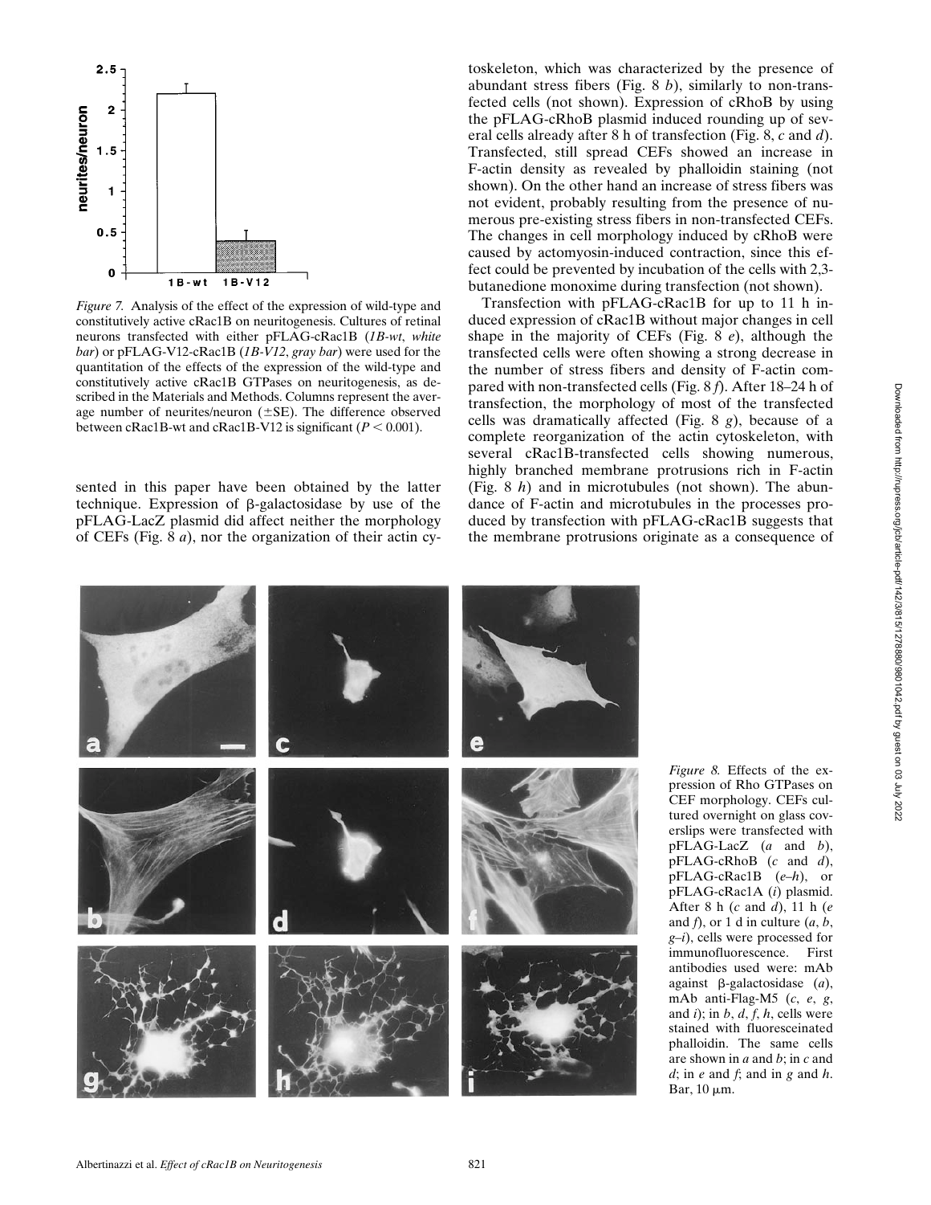*Figure 7.* Analysis of the effect of the expression of wild-type and constitutively active cRac1B on neuritogenesis. Cultures of retinal neurons transfected with either pFLAG-cRac1B (*1B-wt*, *white bar*) or pFLAG-V12-cRac1B (*1B-V12*, *gray bar*) were used for the quantitation of the effects of the expression of the wild-type and constitutively active cRac1B GTPases on neuritogenesis, as described in the Materials and Methods. Columns represent the average number of neurites/neuron (±SE). The difference observed between cRac1B-wt and cRac1B-V12 is significant ($P < 0.001$).

sented in this paper have been obtained by the latter technique. Expression of β-galactosidase by use of the pFLAG-LacZ plasmid did affect neither the morphology of CEFs (Fig. 8 *a*), nor the organization of their actin cytoskeleton, which was characterized by the presence of abundant stress fibers (Fig. 8 *b*), similarly to non-transfected cells (not shown). Expression of cRhoB by using the pFLAG-cRhoB plasmid induced rounding up of several cells already after 8 h of transfection (Fig. 8, *c* and *d*). Transfected, still spread CEFs showed an increase in F-actin density as revealed by phalloidin staining (not shown). On the other hand an increase of stress fibers was not evident, probably resulting from the presence of numerous pre-existing stress fibers in non-transfected CEFs. The changes in cell morphology induced by cRhoB were caused by actomyosin-induced contraction, since this effect could be prevented by incubation of the cells with 2,3-butanedione monoxime during transfection (not shown).

Transfection with pFLAG-cRac1B for up to 11 h induced expression of cRac1B without major changes in cell shape in the majority of CEFs (Fig. 8 *e*), although the transfected cells were often showing a strong decrease in the number of stress fibers and density of F-actin compared with non-transfected cells (Fig. 8 *f*). After 18–24 h of transfection, the morphology of most of the transfected cells was dramatically affected (Fig. 8 *g*), because of a complete reorganization of the actin cytoskeleton, with several cRac1B-transfected cells showing numerous, highly branched membrane protrusions rich in F-actin (Fig. 8 *h*) and in microtubules (not shown). The abundance of F-actin and microtubules in the processes produced by transfection with pFLAG-cRac1B suggests that the membrane protrusions originate as a consequence of

*Figure 8.* Effects of the expression of Rho GTPases on CEF morphology. CEFs cultured overnight on glass coverslips were transfected with pFLAG-LacZ (*a* and *b*), pFLAG-cRhoB (*c* and *d*), pFLAG-cRac1B (*e–h*), or pFLAG-cRac1A (*i*) plasmid. After 8 h (*c* and *d*), 11 h (*e* and *f*), or 1 d in culture (*a*, *b*, *g–i*), cells were processed for immunofluorescence. First antibodies used were: mAb against β-galactosidase (*a*), mAb anti-Flag-M5 (*c*, *e*, *g*, and *i*); in *b*, *d*, *f*, *h*, cells were stained with fluoresceinated phalloidin. The same cells are shown in *a* and *b*; in *c* and *d*; in *e* and *f*; and in *g* and *h*. Bar, 10 μm.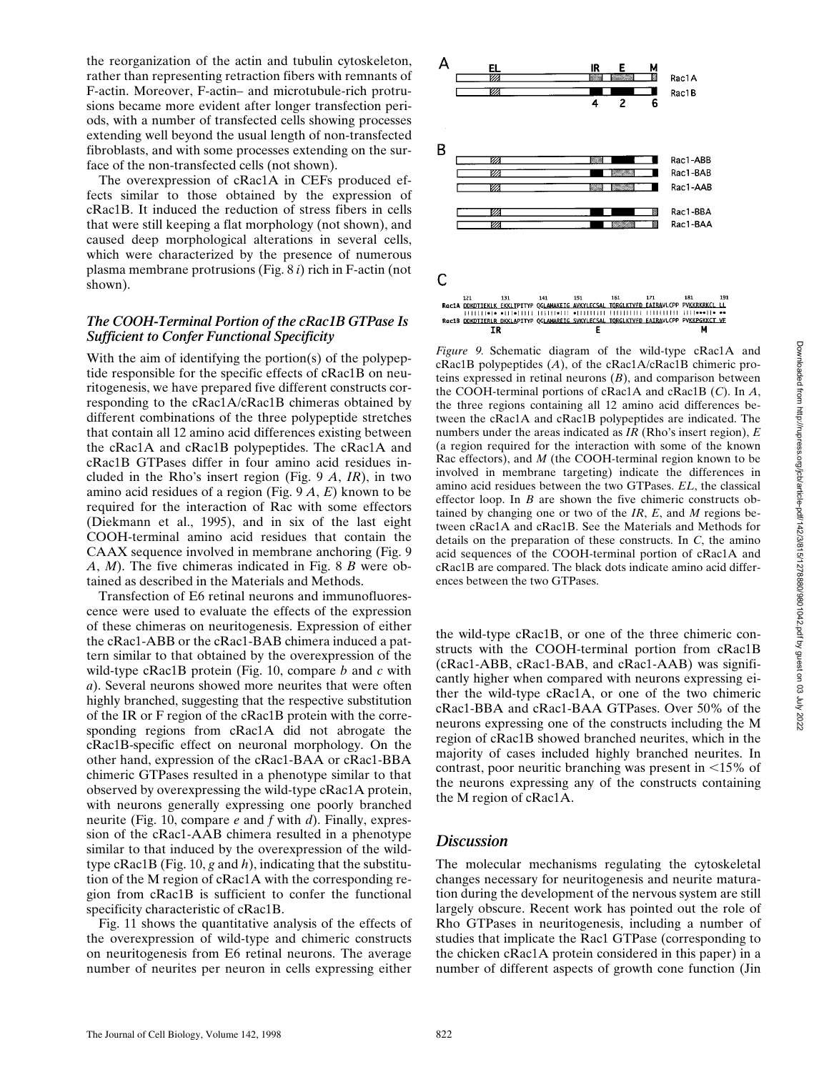the reorganization of the actin and tubulin cytoskeleton, rather than representing retraction fibers with remnants of F-actin. Moreover, F-actin– and microtubule-rich protrusions became more evident after longer transfection periods, with a number of transfected cells showing processes extending well beyond the usual length of non-transfected fibroblasts, and with some processes extending on the surface of the non-transfected cells (not shown).

The overexpression of cRac1A in CEFs produced effects similar to those obtained by the expression of cRac1B. It induced the reduction of stress fibers in cells that were still keeping a flat morphology (not shown), and caused deep morphological alterations in several cells, which were characterized by the presence of numerous plasma membrane protrusions (Fig. 8 *i*) rich in F-actin (not shown).

### *The COOH-Terminal Portion of the cRac1B GTPase Is Sufficient to Confer Functional Specificity*

With the aim of identifying the portion(s) of the polypeptide responsible for the specific effects of cRac1B on neuritogenesis, we have prepared five different constructs corresponding to the cRac1A/cRac1B chimeras obtained by different combinations of the three polypeptide stretches that contain all 12 amino acid differences existing between the cRac1A and cRac1B polypeptides. The cRac1A and cRac1B GTPases differ in four amino acid residues included in the Rho's insert region (Fig. 9 *A*, *IR*), in two amino acid residues of a region (Fig. 9 *A*, *E*) known to be required for the interaction of Rac with some effectors (Diekmann et al., 1995), and in six of the last eight COOH-terminal amino acid residues that contain the CAAX sequence involved in membrane anchoring (Fig. 9 *A*, *M*). The five chimeras indicated in Fig. 8 *B* were obtained as described in the Materials and Methods.

Transfection of E6 retinal neurons and immunofluorescence were used to evaluate the effects of the expression of these chimeras on neuritogenesis. Expression of either the cRac1-ABB or the cRac1-BAB chimera induced a pattern similar to that obtained by the overexpression of the wild-type cRac1B protein (Fig. 10, compare *b* and *c* with *a*). Several neurons showed more neurites that were often highly branched, suggesting that the respective substitution of the IR or F region of the cRac1B protein with the corresponding regions from cRac1A did not abrogate the cRac1B-specific effect on neuronal morphology. On the other hand, expression of the cRac1-BAA or cRac1-BBA chimeric GTPases resulted in a phenotype similar to that observed by overexpressing the wild-type cRac1A protein, with neurons generally expressing one poorly branched neurite (Fig. 10, compare *e* and *f* with *d*). Finally, expression of the cRac1-AAB chimera resulted in a phenotype similar to that induced by the overexpression of the wild-type cRac1B (Fig. 10, *g* and *h*), indicating that the substitution of the M region of cRac1A with the corresponding region from cRac1B is sufficient to confer the functional specificity characteristic of cRac1B.

Fig. 11 shows the quantitative analysis of the effects of the overexpression of wild-type and chimeric constructs on neuritogenesis from E6 retinal neurons. The average number of neurites per neuron in cells expressing either

A: EL, IR, E, M — Rac1A, Rac1B; 4, 2, 6

B: Rac1-ABB, Rac1-BAB, Rac1-AAB, Rac1-BBA, Rac1-BAA

C:

```
       121        131        141        151        161        171        181        191
Rac1A DDKDTIEKLK EKKLTPITYP QGLAMAKEIG AVKYLECSAL TQRGLKTVFD EAIRAVLCPP PVKKRKRKCL LL
      ||||||•|• •||•||||| ||||||•||| •||||||||| ||||||||| ||||||||| ||||•••||• ••
Rac1B DDKDTIERLR DKKLAPITYP QGLAMAREIG SVKYLECSAL TQRGLKTVFD EAIRAVLCPP PVKKPGKKCT VF
         IR                     E                                           M
```

*Figure 9.* Schematic diagram of the wild-type cRac1A and cRac1B polypeptides (*A*), of the cRac1A/cRac1B chimeric proteins expressed in retinal neurons (*B*), and comparison between the COOH-terminal portions of cRac1A and cRac1B (*C*). In *A*, the three regions containing all 12 amino acid differences between the cRac1A and cRac1B polypeptides are indicated. The numbers under the areas indicated as *IR* (Rho's insert region), *E* (a region required for the interaction with some of the known Rac effectors), and *M* (the COOH-terminal region known to be involved in membrane targeting) indicate the differences in amino acid residues between the two GTPases. *EL*, the classical effector loop. In *B* are shown the five chimeric constructs obtained by changing one or two of the *IR*, *E*, and *M* regions between cRac1A and cRac1B. See the Materials and Methods for details on the preparation of these constructs. In *C*, the amino acid sequences of the COOH-terminal portion of cRac1A and cRac1B are compared. The black dots indicate amino acid differences between the two GTPases.

the wild-type cRac1B, or one of the three chimeric constructs with the COOH-terminal portion from cRac1B (cRac1-ABB, cRac1-BAB, and cRac1-AAB) was significantly higher when compared with neurons expressing either the wild-type cRac1A, or one of the two chimeric cRac1-BBA and cRac1-BAA GTPases. Over 50% of the neurons expressing one of the constructs including the M region of cRac1B showed branched neurites, which in the majority of cases included highly branched neurites. In contrast, poor neuritic branching was present in <15% of the neurons expressing any of the constructs containing the M region of cRac1A.

## *Discussion*

The molecular mechanisms regulating the cytoskeletal changes necessary for neuritogenesis and neurite maturation during the development of the nervous system are still largely obscure. Recent work has pointed out the role of Rho GTPases in neuritogenesis, including a number of studies that implicate the Rac1 GTPase (corresponding to the chicken cRac1A protein considered in this paper) in a number of different aspects of growth cone function (Jin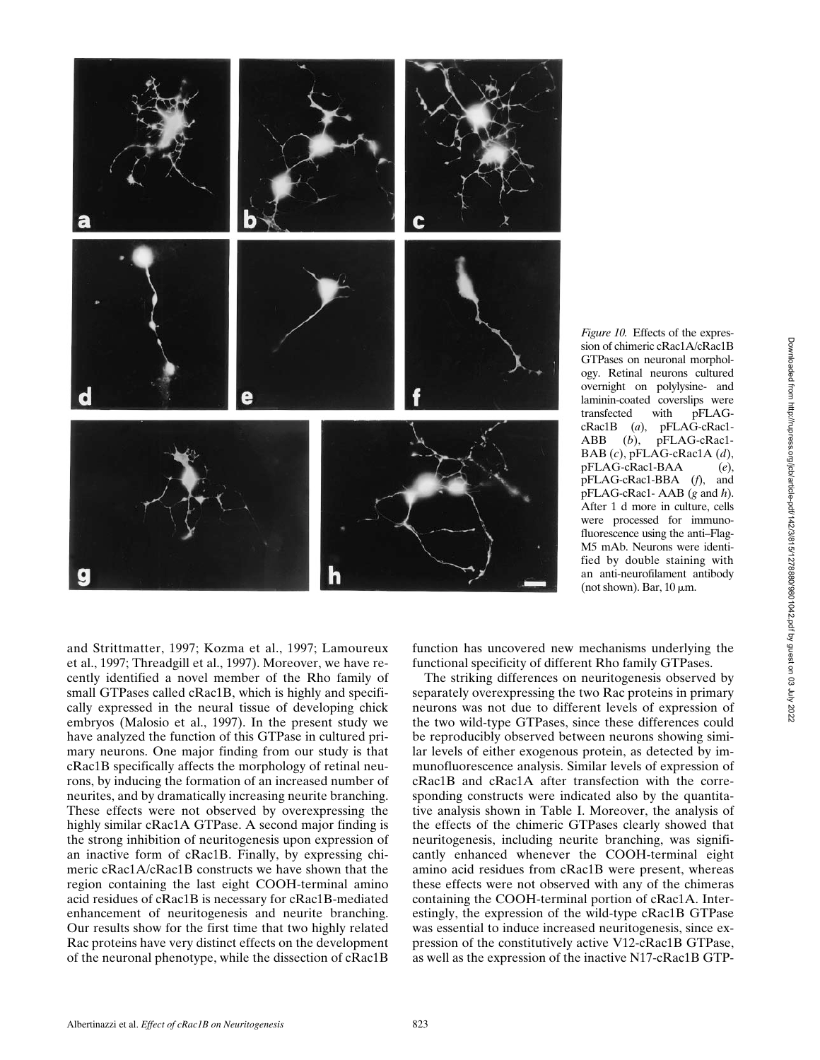*Figure 10.* Effects of the expression of chimeric cRac1A/cRac1B GTPases on neuronal morphology. Retinal neurons cultured overnight on polylysine- and laminin-coated coverslips were transfected with pFLAG-cRac1B (*a*), pFLAG-cRac1-ABB (*b*), pFLAG-cRac1-BAB (*c*), pFLAG-cRac1A (*d*), pFLAG-cRac1-BAA (*e*), pFLAG-cRac1-BBA (*f*), and pFLAG-cRac1- AAB (*g* and *h*). After 1 d more in culture, cells were processed for immunofluorescence using the anti–Flag-M5 mAb. Neurons were identified by double staining with an anti-neurofilament antibody (not shown). Bar, 10 μm.

and Strittmatter, 1997; Kozma et al., 1997; Lamoureux et al., 1997; Threadgill et al., 1997). Moreover, we have recently identified a novel member of the Rho family of small GTPases called cRac1B, which is highly and specifically expressed in the neural tissue of developing chick embryos (Malosio et al., 1997). In the present study we have analyzed the function of this GTPase in cultured primary neurons. One major finding from our study is that cRac1B specifically affects the morphology of retinal neurons, by inducing the formation of an increased number of neurites, and by dramatically increasing neurite branching. These effects were not observed by overexpressing the highly similar cRac1A GTPase. A second major finding is the strong inhibition of neuritogenesis upon expression of an inactive form of cRac1B. Finally, by expressing chimeric cRac1A/cRac1B constructs we have shown that the region containing the last eight COOH-terminal amino acid residues of cRac1B is necessary for cRac1B-mediated enhancement of neuritogenesis and neurite branching. Our results show for the first time that two highly related Rac proteins have very distinct effects on the development of the neuronal phenotype, while the dissection of cRac1B function has uncovered new mechanisms underlying the functional specificity of different Rho family GTPases.

The striking differences on neuritogenesis observed by separately overexpressing the two Rac proteins in primary neurons was not due to different levels of expression of the two wild-type GTPases, since these differences could be reproducibly observed between neurons showing similar levels of either exogenous protein, as detected by immunofluorescence analysis. Similar levels of expression of cRac1B and cRac1A after transfection with the corresponding constructs were indicated also by the quantitative analysis shown in Table I. Moreover, the analysis of the effects of the chimeric GTPases clearly showed that neuritogenesis, including neurite branching, was significantly enhanced whenever the COOH-terminal eight amino acid residues from cRac1B were present, whereas these effects were not observed with any of the chimeras containing the COOH-terminal portion of cRac1A. Interestingly, the expression of the wild-type cRac1B GTPase was essential to induce increased neuritogenesis, since expression of the constitutively active V12-cRac1B GTPase, as well as the expression of the inactive N17-cRac1B GTP-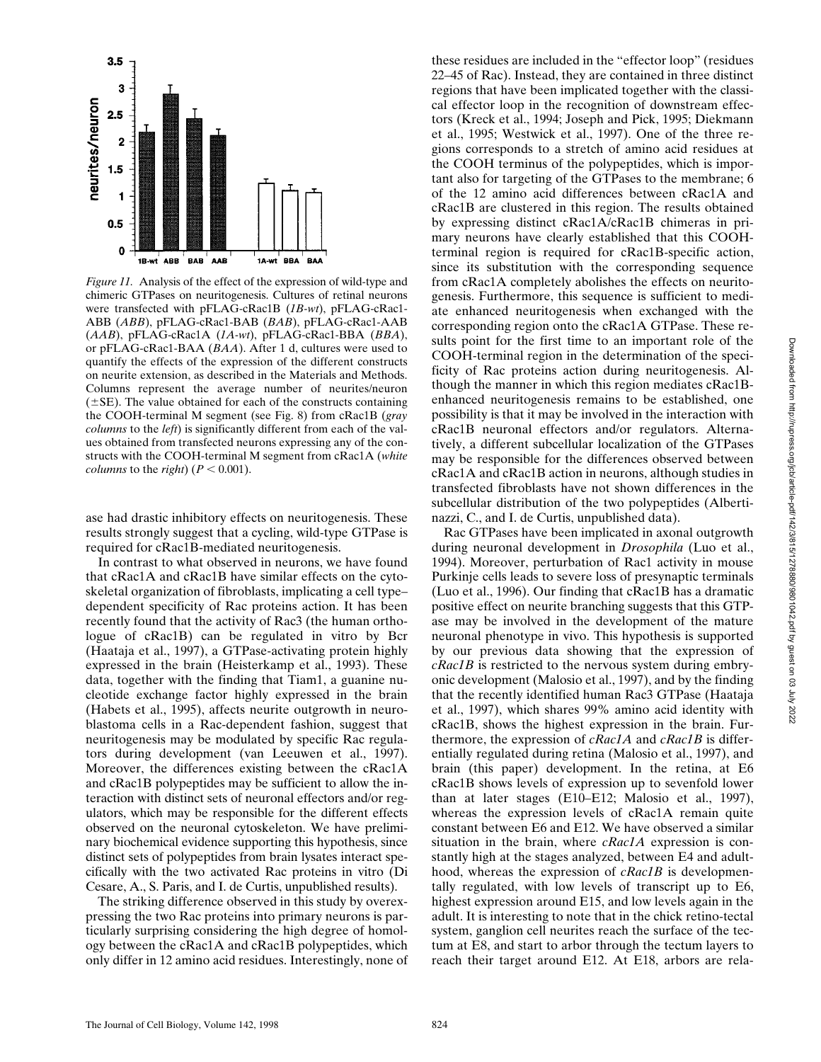*Figure 11.* Analysis of the effect of the expression of wild-type and chimeric GTPases on neuritogenesis. Cultures of retinal neurons were transfected with pFLAG-cRac1B (*1B-wt*), pFLAG-cRac1-ABB (*ABB*), pFLAG-cRac1-BAB (*BAB*), pFLAG-cRac1-AAB (*AAB*), pFLAG-cRac1A (*1A-wt*), pFLAG-cRac1-BBA (*BBA*), or pFLAG-cRac1-BAA (*BAA*). After 1 d, cultures were used to quantify the effects of the expression of the different constructs on neurite extension, as described in the Materials and Methods. Columns represent the average number of neurites/neuron (±SE). The value obtained for each of the constructs containing the COOH-terminal M segment (see Fig. 8) from cRac1B (*gray columns* to the *left*) is significantly different from each of the values obtained from transfected neurons expressing any of the constructs with the COOH-terminal M segment from cRac1A (*white columns* to the *right*) ($P < 0.001$).

ase had drastic inhibitory effects on neuritogenesis. These results strongly suggest that a cycling, wild-type GTPase is required for cRac1B-mediated neuritogenesis.

In contrast to what observed in neurons, we have found that cRac1A and cRac1B have similar effects on the cytoskeletal organization of fibroblasts, implicating a cell type–dependent specificity of Rac proteins action. It has been recently found that the activity of Rac3 (the human orthologue of cRac1B) can be regulated in vitro by Bcr (Haataja et al., 1997), a GTPase-activating protein highly expressed in the brain (Heisterkamp et al., 1993). These data, together with the finding that Tiam1, a guanine nucleotide exchange factor highly expressed in the brain (Habets et al., 1995), affects neurite outgrowth in neuroblastoma cells in a Rac-dependent fashion, suggest that neuritogenesis may be modulated by specific Rac regulators during development (van Leeuwen et al., 1997). Moreover, the differences existing between the cRac1A and cRac1B polypeptides may be sufficient to allow the interaction with distinct sets of neuronal effectors and/or regulators, which may be responsible for the different effects observed on the neuronal cytoskeleton. We have preliminary biochemical evidence supporting this hypothesis, since distinct sets of polypeptides from brain lysates interact specifically with the two activated Rac proteins in vitro (Di Cesare, A., S. Paris, and I. de Curtis, unpublished results).

The striking difference observed in this study by overexpressing the two Rac proteins into primary neurons is particularly surprising considering the high degree of homology between the cRac1A and cRac1B polypeptides, which only differ in 12 amino acid residues. Interestingly, none of these residues are included in the "effector loop" (residues 22–45 of Rac). Instead, they are contained in three distinct regions that have been implicated together with the classical effector loop in the recognition of downstream effectors (Kreck et al., 1994; Joseph and Pick, 1995; Diekmann et al., 1995; Westwick et al., 1997). One of the three regions corresponds to a stretch of amino acid residues at the COOH terminus of the polypeptides, which is important also for targeting of the GTPases to the membrane; 6 of the 12 amino acid differences between cRac1A and cRac1B are clustered in this region. The results obtained by expressing distinct cRac1A/cRac1B chimeras in primary neurons have clearly established that this COOH-terminal region is required for cRac1B-specific action, since its substitution with the corresponding sequence from cRac1A completely abolishes the effects on neuritogenesis. Furthermore, this sequence is sufficient to mediate enhanced neuritogenesis when exchanged with the corresponding region onto the cRac1A GTPase. These results point for the first time to an important role of the COOH-terminal region in the determination of the specificity of Rac proteins action during neuritogenesis. Although the manner in which this region mediates cRac1B-enhanced neuritogenesis remains to be established, one possibility is that it may be involved in the interaction with cRac1B neuronal effectors and/or regulators. Alternatively, a different subcellular localization of the GTPases may be responsible for the differences observed between cRac1A and cRac1B action in neurons, although studies in transfected fibroblasts have not shown differences in the subcellular distribution of the two polypeptides (Albertinazzi, C., and I. de Curtis, unpublished data).

Rac GTPases have been implicated in axonal outgrowth during neuronal development in *Drosophila* (Luo et al., 1994). Moreover, perturbation of Rac1 activity in mouse Purkinje cells leads to severe loss of presynaptic terminals (Luo et al., 1996). Our finding that cRac1B has a dramatic positive effect on neurite branching suggests that this GTPase may be involved in the development of the mature neuronal phenotype in vivo. This hypothesis is supported by our previous data showing that the expression of *cRac1B* is restricted to the nervous system during embryonic development (Malosio et al., 1997), and by the finding that the recently identified human Rac3 GTPase (Haataja et al., 1997), which shares 99% amino acid identity with cRac1B, shows the highest expression in the brain. Furthermore, the expression of *cRac1A* and *cRac1B* is differentially regulated during retina (Malosio et al., 1997), and brain (this paper) development. In the retina, at E6 cRac1B shows levels of expression up to sevenfold lower than at later stages (E10–E12; Malosio et al., 1997), whereas the expression levels of cRac1A remain quite constant between E6 and E12. We have observed a similar situation in the brain, where *cRac1A* expression is constantly high at the stages analyzed, between E4 and adulthood, whereas the expression of *cRac1B* is developmentally regulated, with low levels of transcript up to E6, highest expression around E15, and low levels again in the adult. It is interesting to note that in the chick retino-tectal system, ganglion cell neurites reach the surface of the tectum at E8, and start to arbor through the tectum layers to reach their target around E12. At E18, arbors are rela-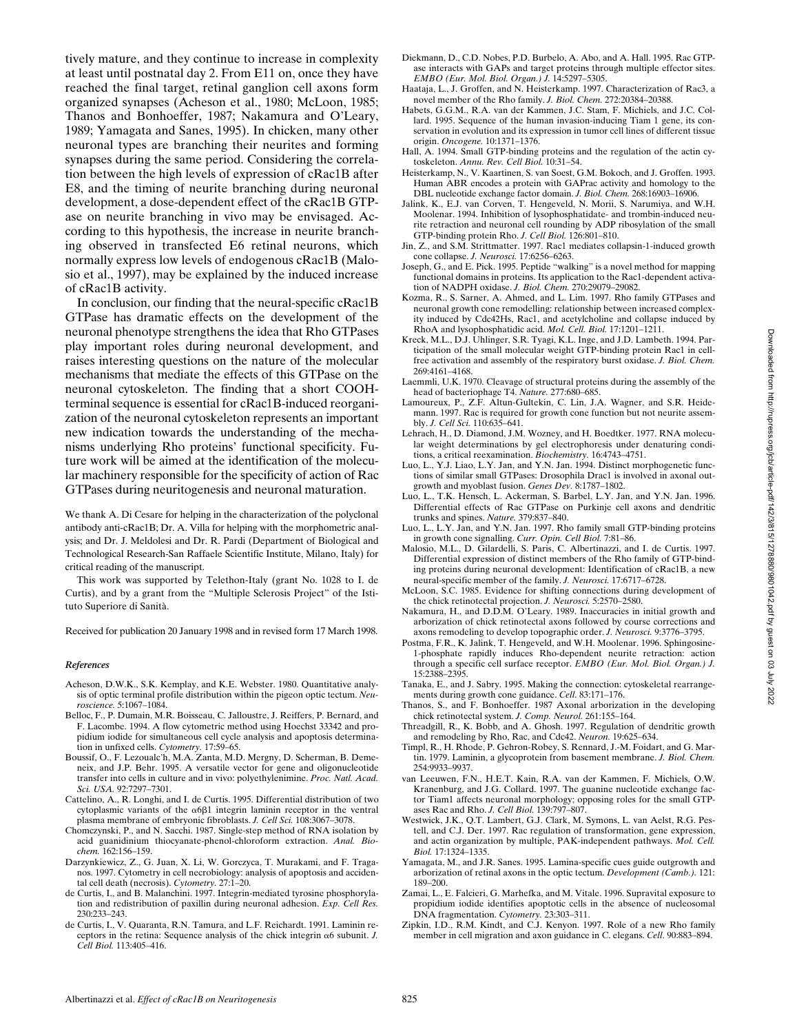tively mature, and they continue to increase in complexity at least until postnatal day 2. From E11 on, once they have reached the final target, retinal ganglion cell axons form organized synapses (Acheson et al., 1980; McLoon, 1985; Thanos and Bonhoeffer, 1987; Nakamura and O'Leary, 1989; Yamagata and Sanes, 1995). In chicken, many other neuronal types are branching their neurites and forming synapses during the same period. Considering the correlation between the high levels of expression of cRac1B after E8, and the timing of neurite branching during neuronal development, a dose-dependent effect of the cRac1B GTPase on neurite branching in vivo may be envisaged. According to this hypothesis, the increase in neurite branching observed in transfected E6 retinal neurons, which normally express low levels of endogenous cRac1B (Malosio et al., 1997), may be explained by the induced increase of cRac1B activity.

In conclusion, our finding that the neural-specific cRac1B GTPase has dramatic effects on the development of the neuronal phenotype strengthens the idea that Rho GTPases play important roles during neuronal development, and raises interesting questions on the nature of the molecular mechanisms that mediate the effects of this GTPase on the neuronal cytoskeleton. The finding that a short COOH-terminal sequence is essential for cRac1B-induced reorganization of the neuronal cytoskeleton represents an important new indication towards the understanding of the mechanisms underlying Rho proteins' functional specificity. Future work will be aimed at the identification of the molecular machinery responsible for the specificity of action of Rac GTPases during neuritogenesis and neuronal maturation.

We thank A. Di Cesare for helping in the characterization of the polyclonal antibody anti-cRac1B; Dr. A. Villa for helping with the morphometric analysis; and Dr. J. Meldolesi and Dr. R. Pardi (Department of Biological and Technological Research-San Raffaele Scientific Institute, Milano, Italy) for critical reading of the manuscript.

This work was supported by Telethon-Italy (grant No. 1028 to I. de Curtis), and by a grant from the "Multiple Sclerosis Project" of the Istituto Superiore di Sanità.

Received for publication 20 January 1998 and in revised form 17 March 1998.

### *References*

Acheson, D.W.K., S.K. Kemplay, and K.E. Webster. 1980. Quantitative analysis of optic terminal profile distribution within the pigeon optic tectum. *Neuroscience.* 5:1067–1084.

Belloc, F., P. Dumain, M.R. Boisseau, C. Jalloustre, J. Reiffers, P. Bernard, and F. Lacombe. 1994. A flow cytometric method using Hoechst 33342 and propidium iodide for simultaneous cell cycle analysis and apoptosis determination in unfixed cells. *Cytometry.* 17:59–65.

Boussif, O., F. Lezoualc'h, M.A. Zanta, M.D. Mergny, D. Scherman, B. Demeneix, and J.P. Behr. 1995. A versatile vector for gene and oligonucleotide transfer into cells in culture and in vivo: polyethylenimine. *Proc. Natl. Acad. Sci. USA.* 92:7297–7301.

Cattelino, A., R. Longhi, and I. de Curtis. 1995. Differential distribution of two cytoplasmic variants of the α6β1 integrin laminin receptor in the ventral plasma membrane of embryonic fibroblasts. *J. Cell Sci.* 108:3067–3078.

Chomczynski, P., and N. Sacchi. 1987. Single-step method of RNA isolation by acid guanidinium thiocyanate-phenol-chloroform extraction. *Anal. Biochem.* 162:156–159.

Darzynkiewicz, Z., G. Juan, X. Li, W. Gorczyca, T. Murakami, and F. Traganos. 1997. Cytometry in cell necrobiology: analysis of apoptosis and accidental cell death (necrosis). *Cytometry.* 27:1–20.

de Curtis, I., and B. Malanchini. 1997. Integrin-mediated tyrosine phosphorylation and redistribution of paxillin during neuronal adhesion. *Exp. Cell Res.* 230:233–243.

de Curtis, I., V. Quaranta, R.N. Tamura, and L.F. Reichardt. 1991. Laminin receptors in the retina: Sequence analysis of the chick integrin α6 subunit. *J. Cell Biol.* 113:405–416.

Diekmann, D., C.D. Nobes, P.D. Burbelo, A. Abo, and A. Hall. 1995. Rac GTPase interacts with GAPs and target proteins through multiple effector sites. *EMBO (Eur. Mol. Biol. Organ.) J.* 14:5297–5305.

Haataja, L., J. Groffen, and N. Heisterkamp. 1997. Characterization of Rac3, a novel member of the Rho family. *J. Biol. Chem.* 272:20384–20388.

Habets, G.G.M., R.A. van der Kammen, J.C. Stam, F. Michiels, and J.C. Collard. 1995. Sequence of the human invasion-inducing Tiam 1 gene, its conservation in evolution and its expression in tumor cell lines of different tissue origin. *Oncogene.* 10:1371–1376.

Hall, A. 1994. Small GTP-binding proteins and the regulation of the actin cytoskeleton. *Annu. Rev. Cell Biol.* 10:31–54.

Heisterkamp, N., V. Kaartinen, S. van Soest, G.M. Bokoch, and J. Groffen. 1993. Human ABR encodes a protein with GAPrac activity and homology to the DBL nucleotide exchange factor domain. *J. Biol. Chem.* 268:16903–16906.

Jalink, K., E.J. van Corven, T. Hengeveld, N. Morii, S. Narumiya, and W.H. Moolenar. 1994. Inhibition of lysophosphatidate- and trombin-induced neurite retraction and neuronal cell rounding by ADP ribosylation of the small GTP-binding protein Rho. *J. Cell Biol.* 126:801–810.

Jin, Z., and S.M. Strittmatter. 1997. Rac1 mediates collapsin-1-induced growth cone collapse. *J. Neurosci.* 17:6256–6263.

Joseph, G., and E. Pick. 1995. Peptide "walking" is a novel method for mapping functional domains in proteins. Its application to the Rac1-dependent activation of NADPH oxidase. *J. Biol. Chem.* 270:29079–29082.

Kozma, R., S. Sarner, A. Ahmed, and L. Lim. 1997. Rho family GTPases and neuronal growth cone remodelling: relationship between increased complexity induced by Cdc42Hs, Rac1, and acetylcholine and collapse induced by RhoA and lysophosphatidic acid. *Mol. Cell. Biol.* 17:1201–1211.

Kreck, M.L., D.J. Uhlinger, S.R. Tyagi, K.L. Inge, and J.D. Lambeth. 1994. Participation of the small molecular weight GTP-binding protein Rac1 in cell-free activation and assembly of the respiratory burst oxidase. *J. Biol. Chem.* 269:4161–4168.

Laemmli, U.K. 1970. Cleavage of structural proteins during the assembly of the head of bacteriophage T4. *Nature.* 277:680–685.

Lamoureux, P., Z.F. Altun-Gultekin, C. Lin, J.A. Wagner, and S.R. Heidemann. 1997. Rac is required for growth cone function but not neurite assembly. *J. Cell Sci.* 110:635–641.

Lehrach, H., D. Diamond, J.M. Wozney, and H. Boedtker. 1977. RNA molecular weight determinations by gel electrophoresis under denaturing conditions, a critical reexamination. *Biochemistry.* 16:4743–4751.

Luo, L., Y.J. Liao, L.Y. Jan, and Y.N. Jan. 1994. Distinct morphogenetic functions of similar small GTPases: Drosophila Drac1 is involved in axonal outgrowth and myoblast fusion. *Genes Dev.* 8:1787–1802.

Luo, L., T.K. Hensch, L. Ackerman, S. Barbel, L.Y. Jan, and Y.N. Jan. 1996. Differential effects of Rac GTPase on Purkinje cell axons and dendritic trunks and spines. *Nature.* 379:837–840.

Luo, L., L.Y. Jan, and Y.N. Jan. 1997. Rho family small GTP-binding proteins in growth cone signalling. *Curr. Opin. Cell Biol.* 7:81–86.

Malosio, M.L., D. Gilardelli, S. Paris, C. Albertinazzi, and I. de Curtis. 1997. Differential expression of distinct members of the Rho family of GTP-binding proteins during neuronal development: Identification of cRac1B, a new neural-specific member of the family. *J. Neurosci.* 17:6717–6728.

McLoon, S.C. 1985. Evidence for shifting connections during development of the chick retinotectal projection. *J. Neurosci.* 5:2570–2580.

Nakamura, H., and D.D.M. O'Leary. 1989. Inaccuracies in initial growth and arborization of chick retinotectal axons followed by course corrections and axons remodeling to develop topographic order. *J. Neurosci.* 9:3776–3795.

Postma, F.R., K. Jalink, T. Hengeveld, and W.H. Moolenar. 1996. Sphingosine-1-phosphate rapidly induces Rho-dependent neurite retraction: action through a specific cell surface receptor. *EMBO (Eur. Mol. Biol. Organ.) J.* 15:2388–2395.

Tanaka, E., and J. Sabry. 1995. Making the connection: cytoskeletal rearrangements during growth cone guidance. *Cell.* 83:171–176.

Thanos, S., and F. Bonhoeffer. 1987 Axonal arborization in the developing chick retinotectal system. *J. Comp. Neurol.* 261:155–164.

Threadgill, R., K. Bobb, and A. Ghosh. 1997. Regulation of dendritic growth and remodeling by Rho, Rac, and Cdc42. *Neuron.* 19:625–634.

Timpl, R., H. Rhode, P. Gehron-Robey, S. Rennard, J.-M. Foidart, and G. Martin. 1979. Laminin, a glycoprotein from basement membrane. *J. Biol. Chem.* 254:9933–9937.

van Leeuwen, F.N., H.E.T. Kain, R.A. van der Kammen, F. Michiels, O.W. Kranenburg, and J.G. Collard. 1997. The guanine nucleotide exchange factor Tiam1 affects neuronal morphology; opposing roles for the small GTPases Rac and Rho. *J. Cell Biol.* 139:797–807.

Westwick, J.K., Q.T. Lambert, G.J. Clark, M. Symons, L. van Aelst, R.G. Pestell, and C.J. Der. 1997. Rac regulation of transformation, gene expression, and actin organization by multiple, PAK-independent pathways. *Mol. Cell. Biol.* 17:1324–1335.

Yamagata, M., and J.R. Sanes. 1995. Lamina-specific cues guide outgrowth and arborization of retinal axons in the optic tectum. *Development (Camb.).* 121: 189–200.

Zamai, L., E. Falcieri, G. Marhefka, and M. Vitale. 1996. Supravital exposure to propidium iodide identifies apoptotic cells in the absence of nucleosomal DNA fragmentation. *Cytometry.* 23:303–311.

Zipkin, I.D., R.M. Kindt, and C.J. Kenyon. 1997. Role of a new Rho family member in cell migration and axon guidance in C. elegans. *Cell.* 90:883–894.